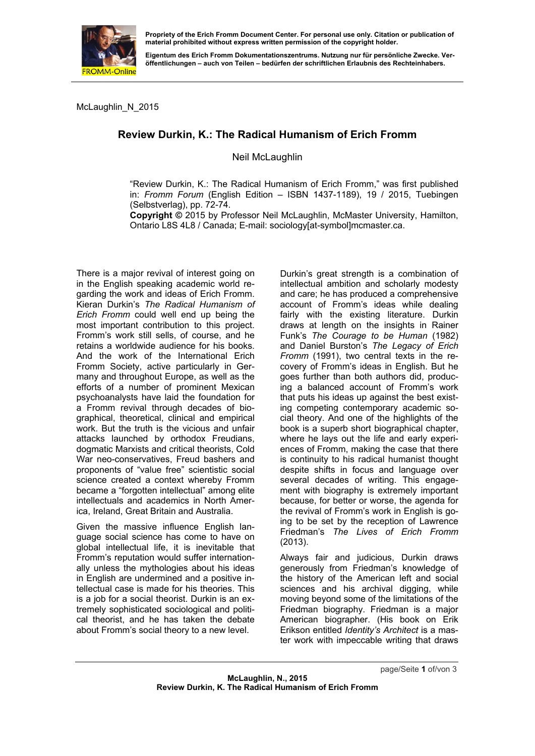Propriety of the Erich Fromm Document Center. For personal use only. Citation or publication of material prohibited without express written permission of the copyright holder.

Eigentum des Erich Fromm Dokumentationszentrums. Nutzung nur für persönliche Zwecke. Veröffentlichungen – auch von Teilen – bedürfen der schriftlichen Erlaubnis des Rechteinhabers.

McLaughlin_N_2015

## Review Durkin, K.: The Radical Humanism of Erich Fromm

Neil McLaughlin

"Review Durkin, K.: The Radical Humanism of Erich Fromm," was first published in: *Fromm Forum* (English Edition – ISBN 1437-1189), 19 / 2015, Tuebingen (Selbstverlag), pp. 72-74.
**Copyright ©** 2015 by Professor Neil McLaughlin, McMaster University, Hamilton, Ontario L8S 4L8 / Canada; E-mail: sociology[at-symbol]mcmaster.ca.

There is a major revival of interest going on in the English speaking academic world regarding the work and ideas of Erich Fromm. Kieran Durkin's *The Radical Humanism of Erich Fromm* could well end up being the most important contribution to this project. Fromm's work still sells, of course, and he retains a worldwide audience for his books. And the work of the International Erich Fromm Society, active particularly in Germany and throughout Europe, as well as the efforts of a number of prominent Mexican psychoanalysts have laid the foundation for a Fromm revival through decades of biographical, theoretical, clinical and empirical work. But the truth is the vicious and unfair attacks launched by orthodox Freudians, dogmatic Marxists and critical theorists, Cold War neo-conservatives, Freud bashers and proponents of "value free" scientistic social science created a context whereby Fromm became a "forgotten intellectual" among elite intellectuals and academics in North America, Ireland, Great Britain and Australia.

Given the massive influence English language social science has come to have on global intellectual life, it is inevitable that Fromm's reputation would suffer internationally unless the mythologies about his ideas in English are undermined and a positive intellectual case is made for his theories. This is a job for a social theorist. Durkin is an extremely sophisticated sociological and political theorist, and he has taken the debate about Fromm's social theory to a new level.

Durkin's great strength is a combination of intellectual ambition and scholarly modesty and care; he has produced a comprehensive account of Fromm's ideas while dealing fairly with the existing literature. Durkin draws at length on the insights in Rainer Funk's *The Courage to be Human* (1982) and Daniel Burston's *The Legacy of Erich Fromm* (1991), two central texts in the recovery of Fromm's ideas in English. But he goes further than both authors did, producing a balanced account of Fromm's work that puts his ideas up against the best existing competing contemporary academic social theory. And one of the highlights of the book is a superb short biographical chapter, where he lays out the life and early experiences of Fromm, making the case that there is continuity to his radical humanist thought despite shifts in focus and language over several decades of writing. This engagement with biography is extremely important because, for better or worse, the agenda for the revival of Fromm's work in English is going to be set by the reception of Lawrence Friedman's *The Lives of Erich Fromm* (2013).

Always fair and judicious, Durkin draws generously from Friedman's knowledge of the history of the American left and social sciences and his archival digging, while moving beyond some of the limitations of the Friedman biography. Friedman is a major American biographer. (His book on Erik Erikson entitled *Identity's Architect* is a master work with impeccable writing that draws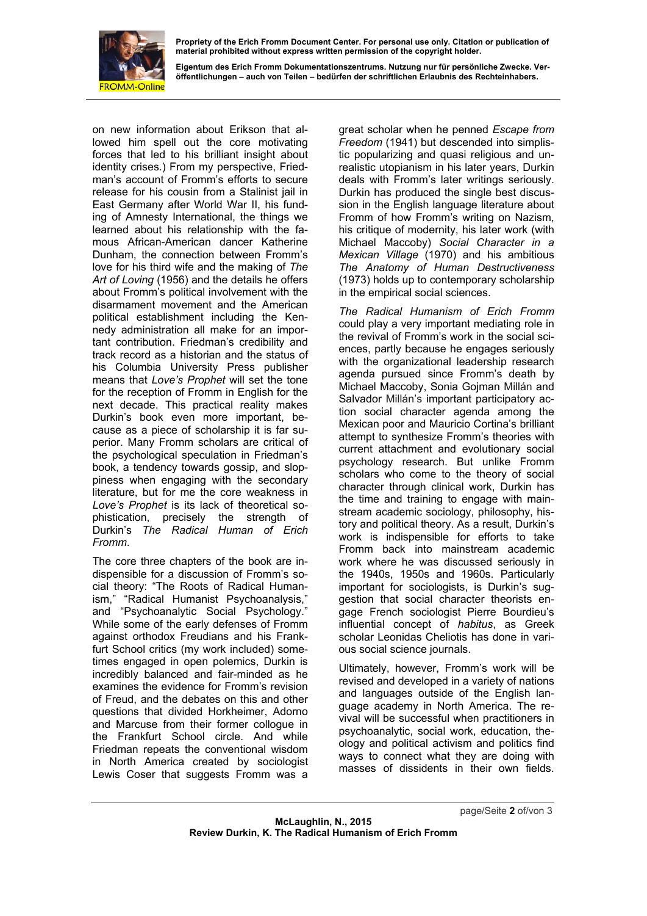on new information about Erikson that allowed him spell out the core motivating forces that led to his brilliant insight about identity crises.) From my perspective, Friedman's account of Fromm's efforts to secure release for his cousin from a Stalinist jail in East Germany after World War II, his funding of Amnesty International, the things we learned about his relationship with the famous African-American dancer Katherine Dunham, the connection between Fromm's love for his third wife and the making of *The Art of Loving* (1956) and the details he offers about Fromm's political involvement with the disarmament movement and the American political establishment including the Kennedy administration all make for an important contribution. Friedman's credibility and track record as a historian and the status of his Columbia University Press publisher means that *Love's Prophet* will set the tone for the reception of Fromm in English for the next decade. This practical reality makes Durkin's book even more important, because as a piece of scholarship it is far superior. Many Fromm scholars are critical of the psychological speculation in Friedman's book, a tendency towards gossip, and sloppiness when engaging with the secondary literature, but for me the core weakness in *Love's Prophet* is its lack of theoretical sophistication, precisely the strength of Durkin's *The Radical Human of Erich Fromm*.

The core three chapters of the book are indispensible for a discussion of Fromm's social theory: "The Roots of Radical Humanism," "Radical Humanist Psychoanalysis," and "Psychoanalytic Social Psychology." While some of the early defenses of Fromm against orthodox Freudians and his Frankfurt School critics (my work included) sometimes engaged in open polemics, Durkin is incredibly balanced and fair-minded as he examines the evidence for Fromm's revision of Freud, and the debates on this and other questions that divided Horkheimer, Adorno and Marcuse from their former collogue in the Frankfurt School circle. And while Friedman repeats the conventional wisdom in North America created by sociologist Lewis Coser that suggests Fromm was a great scholar when he penned *Escape from Freedom* (1941) but descended into simplistic popularizing and quasi religious and unrealistic utopianism in his later years, Durkin deals with Fromm's later writings seriously. Durkin has produced the single best discussion in the English language literature about Fromm of how Fromm's writing on Nazism, his critique of modernity, his later work (with Michael Maccoby) *Social Character in a Mexican Village* (1970) and his ambitious *The Anatomy of Human Destructiveness* (1973) holds up to contemporary scholarship in the empirical social sciences.

*The Radical Humanism of Erich Fromm* could play a very important mediating role in the revival of Fromm's work in the social sciences, partly because he engages seriously with the organizational leadership research agenda pursued since Fromm's death by Michael Maccoby, Sonia Gojman Millán and Salvador Millán's important participatory action social character agenda among the Mexican poor and Mauricio Cortina's brilliant attempt to synthesize Fromm's theories with current attachment and evolutionary social psychology research. But unlike Fromm scholars who come to the theory of social character through clinical work, Durkin has the time and training to engage with mainstream academic sociology, philosophy, history and political theory. As a result, Durkin's work is indispensible for efforts to take Fromm back into mainstream academic work where he was discussed seriously in the 1940s, 1950s and 1960s. Particularly important for sociologists, is Durkin's suggestion that social character theorists engage French sociologist Pierre Bourdieu's influential concept of *habitus*, as Greek scholar Leonidas Cheliotis has done in various social science journals.

Ultimately, however, Fromm's work will be revised and developed in a variety of nations and languages outside of the English language academy in North America. The revival will be successful when practitioners in psychoanalytic, social work, education, theology and political activism and politics find ways to connect what they are doing with masses of dissidents in their own fields.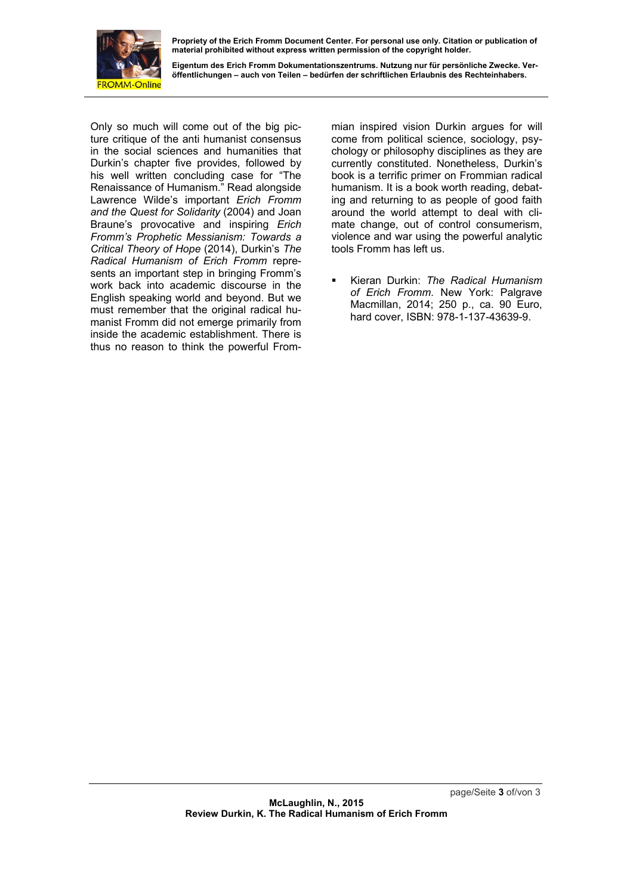Only so much will come out of the big picture critique of the anti humanist consensus in the social sciences and humanities that Durkin's chapter five provides, followed by his well written concluding case for "The Renaissance of Humanism." Read alongside Lawrence Wilde's important *Erich Fromm and the Quest for Solidarity* (2004) and Joan Braune's provocative and inspiring *Erich Fromm's Prophetic Messianism: Towards a Critical Theory of Hope* (2014), Durkin's *The Radical Humanism of Erich Fromm* represents an important step in bringing Fromm's work back into academic discourse in the English speaking world and beyond. But we must remember that the original radical humanist Fromm did not emerge primarily from inside the academic establishment. There is thus no reason to think the powerful Frommian inspired vision Durkin argues for will come from political science, sociology, psychology or philosophy disciplines as they are currently constituted. Nonetheless, Durkin's book is a terrific primer on Frommian radical humanism. It is a book worth reading, debating and returning to as people of good faith around the world attempt to deal with climate change, out of control consumerism, violence and war using the powerful analytic tools Fromm has left us.

- Kieran Durkin: *The Radical Humanism of Erich Fromm*. New York: Palgrave Macmillan, 2014; 250 p., ca. 90 Euro, hard cover, ISBN: 978-1-137-43639-9.